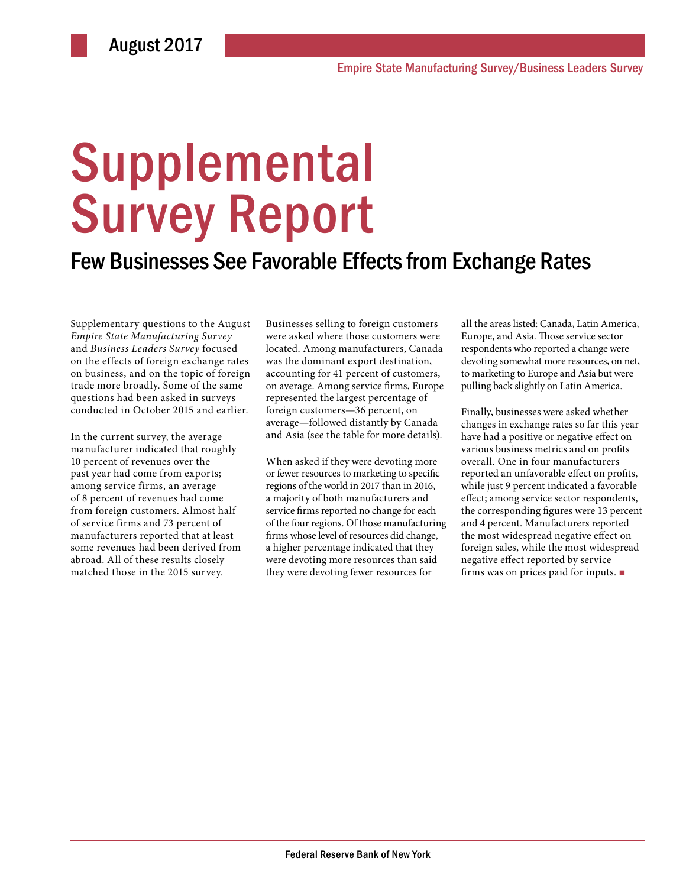August 2017

Empire State Manufacturing Survey/Business Leaders Survey

# Supplemental Survey Report

## Few Businesses See Favorable Effects from Exchange Rates

Supplementary questions to the August *Empire State Manufacturing Survey* and *Business Leaders Survey* focused on the effects of foreign exchange rates on business, and on the topic of foreign trade more broadly. Some of the same questions had been asked in surveys conducted in October 2015 and earlier.

In the current survey, the average manufacturer indicated that roughly 10 percent of revenues over the past year had come from exports; among service firms, an average of 8 percent of revenues had come from foreign customers. Almost half of service firms and 73 percent of manufacturers reported that at least some revenues had been derived from abroad. All of these results closely matched those in the 2015 survey.

Businesses selling to foreign customers were asked where those customers were located. Among manufacturers, Canada was the dominant export destination, accounting for 41 percent of customers, on average. Among service firms, Europe represented the largest percentage of foreign customers—36 percent, on average—followed distantly by Canada and Asia (see the table for more details).

When asked if they were devoting more or fewer resources to marketing to specific regions of the world in 2017 than in 2016, a majority of both manufacturers and service firms reported no change for each of the four regions. Of those manufacturing firms whose level of resources did change, a higher percentage indicated that they were devoting more resources than said they were devoting fewer resources for all the areas listed: Canada, Latin America, Europe, and Asia. Those service sector respondents who reported a change were devoting somewhat more resources, on net, to marketing to Europe and Asia but were pulling back slightly on Latin America.

Finally, businesses were asked whether changes in exchange rates so far this year have had a positive or negative effect on various business metrics and on profits overall. One in four manufacturers reported an unfavorable effect on profits, while just 9 percent indicated a favorable effect; among service sector respondents, the corresponding figures were 13 percent and 4 percent. Manufacturers reported the most widespread negative effect on foreign sales, while the most widespread negative effect reported by service firms was on prices paid for inputs. ■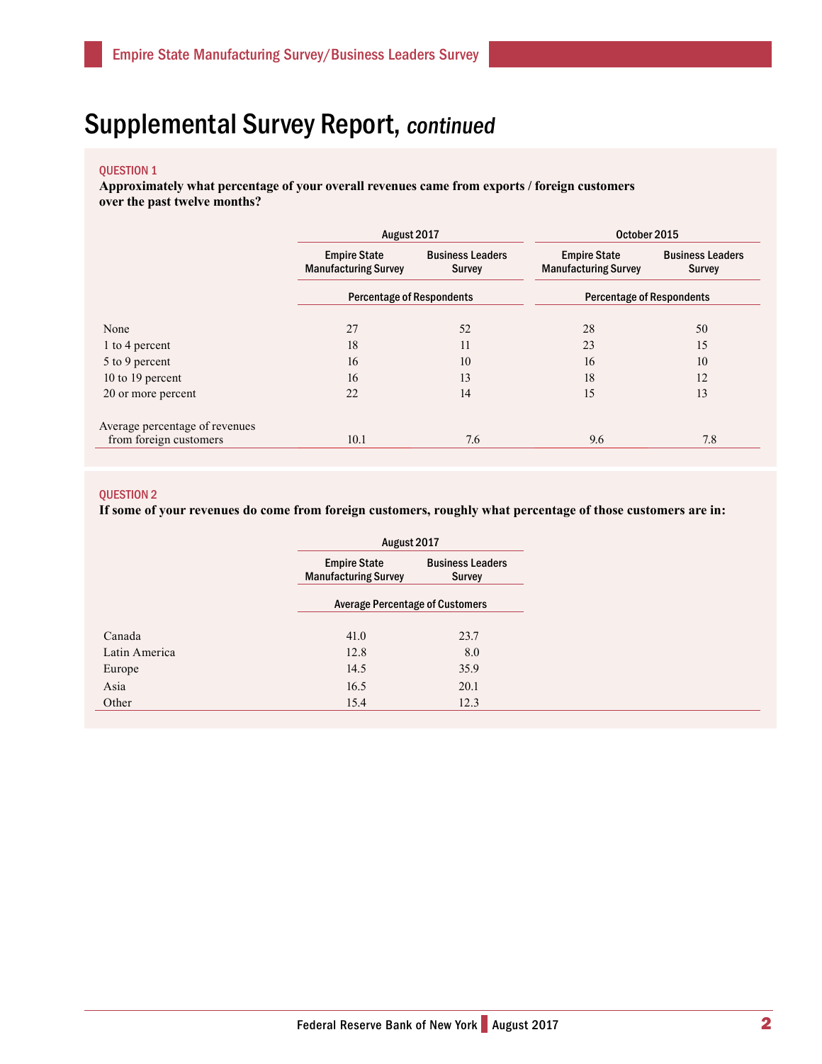# Supplemental Survey Report, *continued*

**QUESTION 1**

**Approximately what percentage of your overall revenues came from exports / foreign customers over the past twelve months?**

| | August 2017 | | October 2015 | |
|---|---|---|---|---|
| | Empire State Manufacturing Survey | Business Leaders Survey | Empire State Manufacturing Survey | Business Leaders Survey |
| | Percentage of Respondents | | Percentage of Respondents | |
| None | 27 | 52 | 28 | 50 |
| 1 to 4 percent | 18 | 11 | 23 | 15 |
| 5 to 9 percent | 16 | 10 | 16 | 10 |
| 10 to 19 percent | 16 | 13 | 18 | 12 |
| 20 or more percent | 22 | 14 | 15 | 13 |
| Average percentage of revenues from foreign customers | 10.1 | 7.6 | 9.6 | 7.8 |

**QUESTION 2**

**If some of your revenues do come from foreign customers, roughly what percentage of those customers are in:**

| | August 2017 | |
|---|---|---|
| | Empire State Manufacturing Survey | Business Leaders Survey |
| | Average Percentage of Customers | |
| Canada | 41.0 | 23.7 |
| Latin America | 12.8 | 8.0 |
| Europe | 14.5 | 35.9 |
| Asia | 16.5 | 20.1 |
| Other | 15.4 | 12.3 |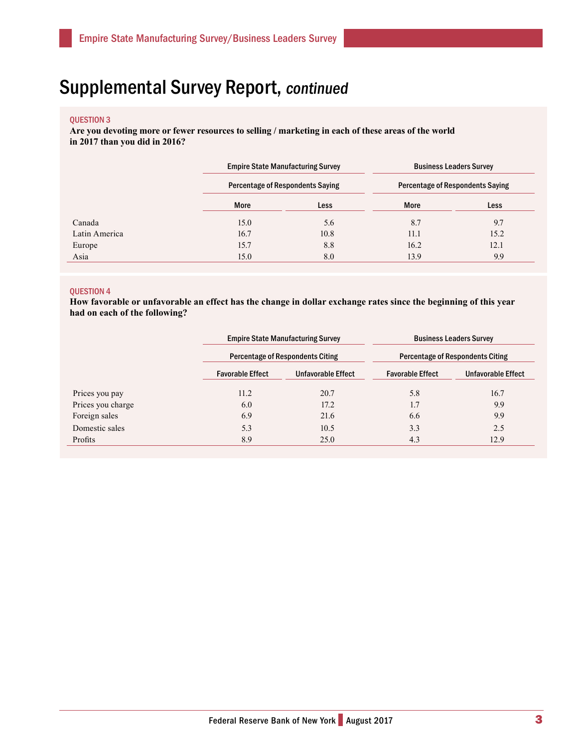## Supplemental Survey Report, *continued*

**QUESTION 3**

**Are you devoting more or fewer resources to selling / marketing in each of these areas of the world in 2017 than you did in 2016?**

| | Empire State Manufacturing Survey | | Business Leaders Survey | |
|---|---|---|---|---|
| | Percentage of Respondents Saying | | Percentage of Respondents Saying | |
| | More | Less | More | Less |
| Canada | 15.0 | 5.6 | 8.7 | 9.7 |
| Latin America | 16.7 | 10.8 | 11.1 | 15.2 |
| Europe | 15.7 | 8.8 | 16.2 | 12.1 |
| Asia | 15.0 | 8.0 | 13.9 | 9.9 |

**QUESTION 4**

**How favorable or unfavorable an effect has the change in dollar exchange rates since the beginning of this year had on each of the following?**

| | Empire State Manufacturing Survey | | Business Leaders Survey | |
|---|---|---|---|---|
| | Percentage of Respondents Citing | | Percentage of Respondents Citing | |
| | Favorable Effect | Unfavorable Effect | Favorable Effect | Unfavorable Effect |
| Prices you pay | 11.2 | 20.7 | 5.8 | 16.7 |
| Prices you charge | 6.0 | 17.2 | 1.7 | 9.9 |
| Foreign sales | 6.9 | 21.6 | 6.6 | 9.9 |
| Domestic sales | 5.3 | 10.5 | 3.3 | 2.5 |
| Profits | 8.9 | 25.0 | 4.3 | 12.9 |